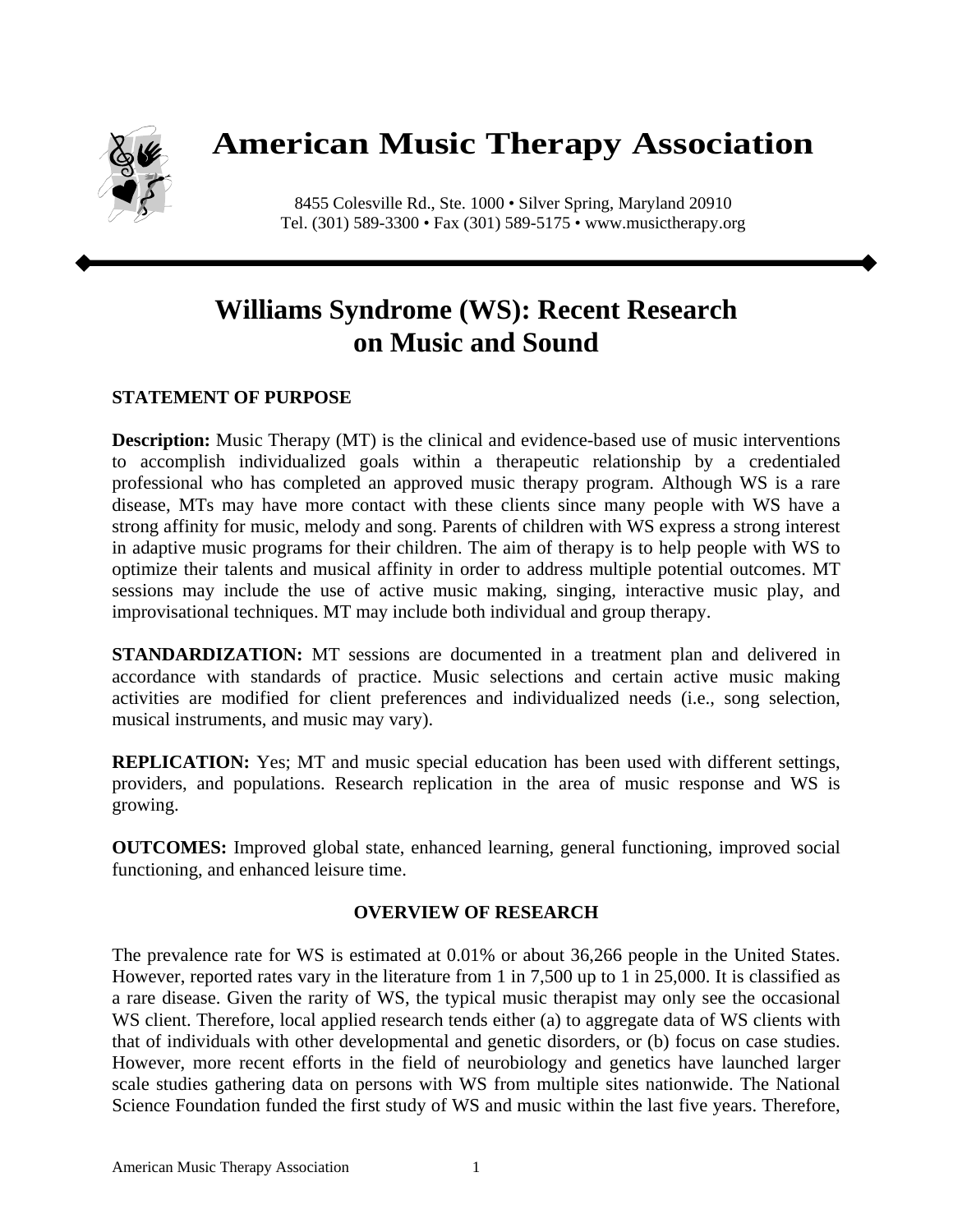# American Music Therapy Association

8455 Colesville Rd., Ste. 1000 • Silver Spring, Maryland 20910
Tel. (301) 589-3300 • Fax (301) 589-5175 • www.musictherapy.org

## Williams Syndrome (WS): Recent Research on Music and Sound

### STATEMENT OF PURPOSE

**Description:** Music Therapy (MT) is the clinical and evidence-based use of music interventions to accomplish individualized goals within a therapeutic relationship by a credentialed professional who has completed an approved music therapy program. Although WS is a rare disease, MTs may have more contact with these clients since many people with WS have a strong affinity for music, melody and song. Parents of children with WS express a strong interest in adaptive music programs for their children. The aim of therapy is to help people with WS to optimize their talents and musical affinity in order to address multiple potential outcomes. MT sessions may include the use of active music making, singing, interactive music play, and improvisational techniques. MT may include both individual and group therapy.

**STANDARDIZATION:** MT sessions are documented in a treatment plan and delivered in accordance with standards of practice. Music selections and certain active music making activities are modified for client preferences and individualized needs (i.e., song selection, musical instruments, and music may vary).

**REPLICATION:** Yes; MT and music special education has been used with different settings, providers, and populations. Research replication in the area of music response and WS is growing.

**OUTCOMES:** Improved global state, enhanced learning, general functioning, improved social functioning, and enhanced leisure time.

### OVERVIEW OF RESEARCH

The prevalence rate for WS is estimated at 0.01% or about 36,266 people in the United States. However, reported rates vary in the literature from 1 in 7,500 up to 1 in 25,000. It is classified as a rare disease. Given the rarity of WS, the typical music therapist may only see the occasional WS client. Therefore, local applied research tends either (a) to aggregate data of WS clients with that of individuals with other developmental and genetic disorders, or (b) focus on case studies. However, more recent efforts in the field of neurobiology and genetics have launched larger scale studies gathering data on persons with WS from multiple sites nationwide. The National Science Foundation funded the first study of WS and music within the last five years. Therefore,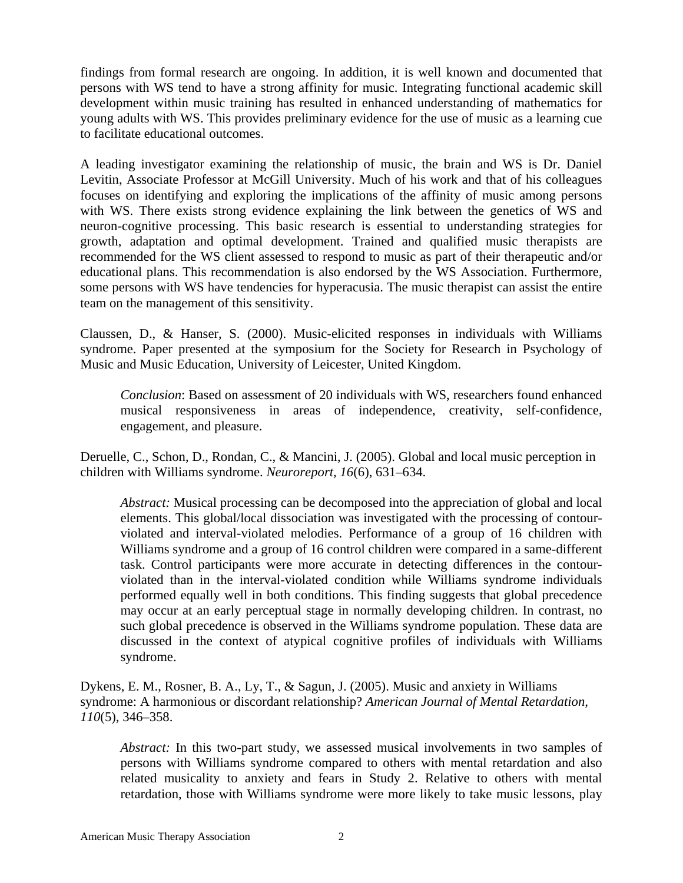findings from formal research are ongoing. In addition, it is well known and documented that persons with WS tend to have a strong affinity for music. Integrating functional academic skill development within music training has resulted in enhanced understanding of mathematics for young adults with WS. This provides preliminary evidence for the use of music as a learning cue to facilitate educational outcomes.

A leading investigator examining the relationship of music, the brain and WS is Dr. Daniel Levitin, Associate Professor at McGill University. Much of his work and that of his colleagues focuses on identifying and exploring the implications of the affinity of music among persons with WS. There exists strong evidence explaining the link between the genetics of WS and neuron-cognitive processing. This basic research is essential to understanding strategies for growth, adaptation and optimal development. Trained and qualified music therapists are recommended for the WS client assessed to respond to music as part of their therapeutic and/or educational plans. This recommendation is also endorsed by the WS Association. Furthermore, some persons with WS have tendencies for hyperacusia. The music therapist can assist the entire team on the management of this sensitivity.

Claussen, D., & Hanser, S. (2000). Music-elicited responses in individuals with Williams syndrome. Paper presented at the symposium for the Society for Research in Psychology of Music and Music Education, University of Leicester, United Kingdom.

> *Conclusion*: Based on assessment of 20 individuals with WS, researchers found enhanced musical responsiveness in areas of independence, creativity, self-confidence, engagement, and pleasure.

Deruelle, C., Schon, D., Rondan, C., & Mancini, J. (2005). Global and local music perception in children with Williams syndrome. *Neuroreport, 16*(6), 631–634.

> *Abstract:* Musical processing can be decomposed into the appreciation of global and local elements. This global/local dissociation was investigated with the processing of contour-violated and interval-violated melodies. Performance of a group of 16 children with Williams syndrome and a group of 16 control children were compared in a same-different task. Control participants were more accurate in detecting differences in the contour-violated than in the interval-violated condition while Williams syndrome individuals performed equally well in both conditions. This finding suggests that global precedence may occur at an early perceptual stage in normally developing children. In contrast, no such global precedence is observed in the Williams syndrome population. These data are discussed in the context of atypical cognitive profiles of individuals with Williams syndrome.

Dykens, E. M., Rosner, B. A., Ly, T., & Sagun, J. (2005). Music and anxiety in Williams syndrome: A harmonious or discordant relationship? *American Journal of Mental Retardation, 110*(5), 346–358.

> *Abstract:* In this two-part study, we assessed musical involvements in two samples of persons with Williams syndrome compared to others with mental retardation and also related musicality to anxiety and fears in Study 2. Relative to others with mental retardation, those with Williams syndrome were more likely to take music lessons, play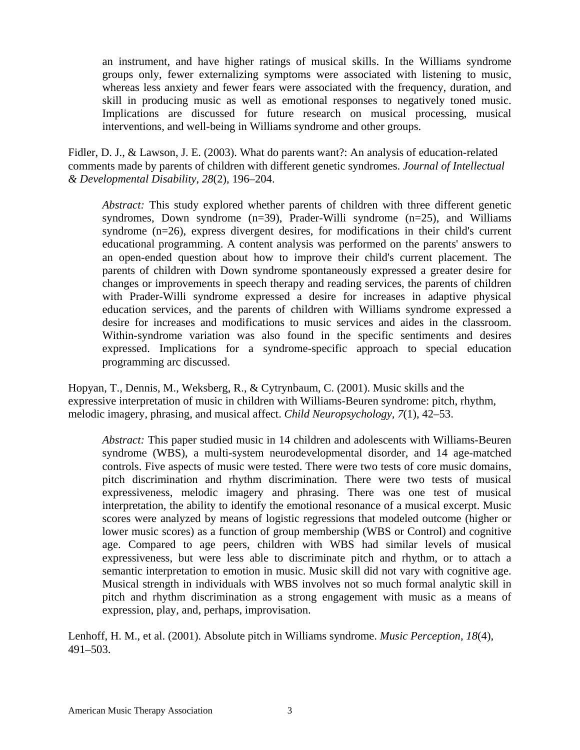an instrument, and have higher ratings of musical skills. In the Williams syndrome groups only, fewer externalizing symptoms were associated with listening to music, whereas less anxiety and fewer fears were associated with the frequency, duration, and skill in producing music as well as emotional responses to negatively toned music. Implications are discussed for future research on musical processing, musical interventions, and well-being in Williams syndrome and other groups.

Fidler, D. J., & Lawson, J. E. (2003). What do parents want?: An analysis of education-related comments made by parents of children with different genetic syndromes. *Journal of Intellectual & Developmental Disability, 28*(2), 196–204.

> *Abstract:* This study explored whether parents of children with three different genetic syndromes, Down syndrome (n=39), Prader-Willi syndrome (n=25), and Williams syndrome (n=26), express divergent desires, for modifications in their child's current educational programming. A content analysis was performed on the parents' answers to an open-ended question about how to improve their child's current placement. The parents of children with Down syndrome spontaneously expressed a greater desire for changes or improvements in speech therapy and reading services, the parents of children with Prader-Willi syndrome expressed a desire for increases in adaptive physical education services, and the parents of children with Williams syndrome expressed a desire for increases and modifications to music services and aides in the classroom. Within-syndrome variation was also found in the specific sentiments and desires expressed. Implications for a syndrome-specific approach to special education programming arc discussed.

Hopyan, T., Dennis, M., Weksberg, R., & Cytrynbaum, C. (2001). Music skills and the expressive interpretation of music in children with Williams-Beuren syndrome: pitch, rhythm, melodic imagery, phrasing, and musical affect. *Child Neuropsychology, 7*(1), 42–53.

> *Abstract:* This paper studied music in 14 children and adolescents with Williams-Beuren syndrome (WBS), a multi-system neurodevelopmental disorder, and 14 age-matched controls. Five aspects of music were tested. There were two tests of core music domains, pitch discrimination and rhythm discrimination. There were two tests of musical expressiveness, melodic imagery and phrasing. There was one test of musical interpretation, the ability to identify the emotional resonance of a musical excerpt. Music scores were analyzed by means of logistic regressions that modeled outcome (higher or lower music scores) as a function of group membership (WBS or Control) and cognitive age. Compared to age peers, children with WBS had similar levels of musical expressiveness, but were less able to discriminate pitch and rhythm, or to attach a semantic interpretation to emotion in music. Music skill did not vary with cognitive age. Musical strength in individuals with WBS involves not so much formal analytic skill in pitch and rhythm discrimination as a strong engagement with music as a means of expression, play, and, perhaps, improvisation.

Lenhoff, H. M., et al. (2001). Absolute pitch in Williams syndrome. *Music Perception, 18*(4), 491–503.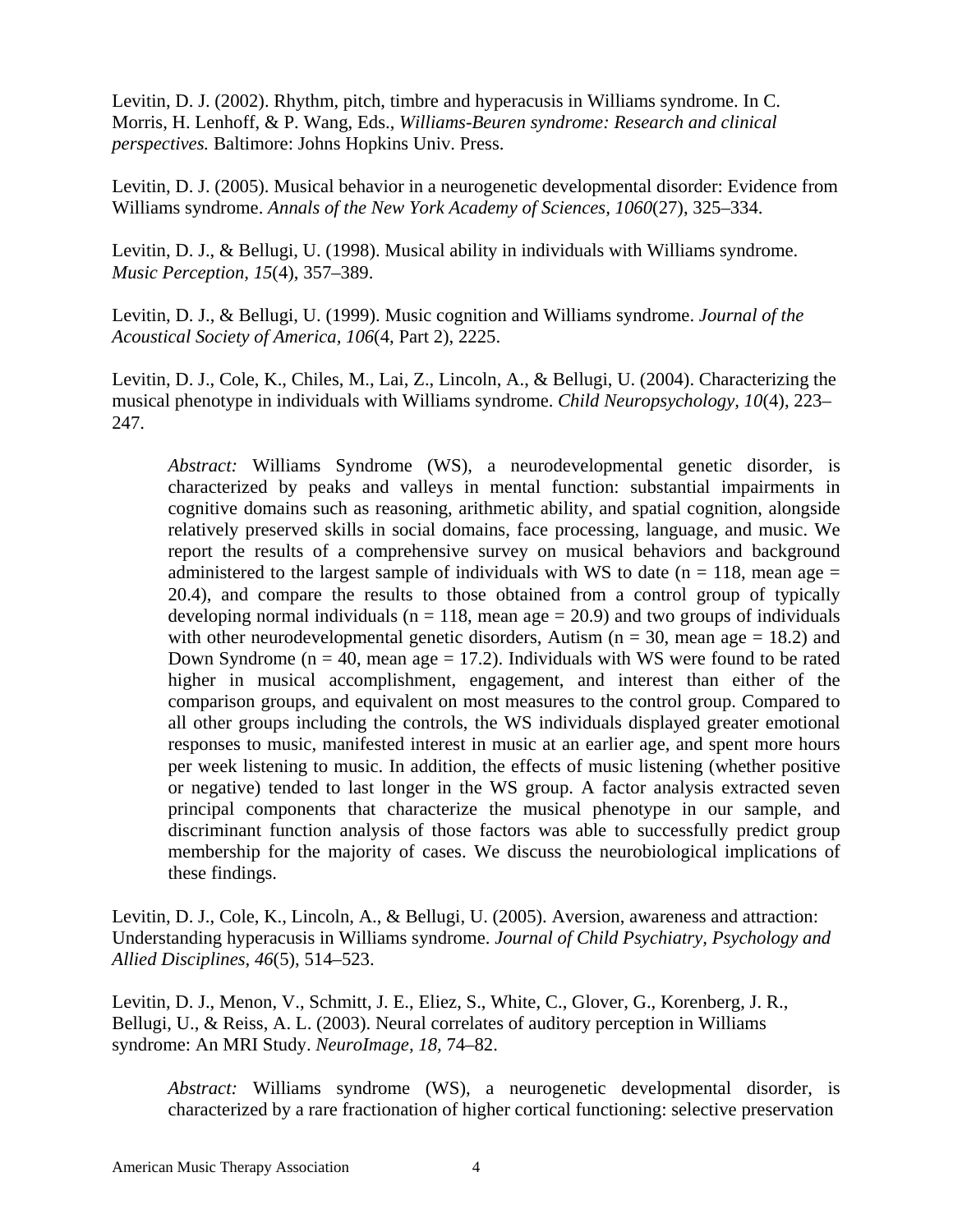Levitin, D. J. (2002). Rhythm, pitch, timbre and hyperacusis in Williams syndrome. In C. Morris, H. Lenhoff, & P. Wang, Eds., *Williams-Beuren syndrome: Research and clinical perspectives.* Baltimore: Johns Hopkins Univ. Press.

Levitin, D. J. (2005). Musical behavior in a neurogenetic developmental disorder: Evidence from Williams syndrome. *Annals of the New York Academy of Sciences, 1060*(27), 325–334.

Levitin, D. J., & Bellugi, U. (1998). Musical ability in individuals with Williams syndrome. *Music Perception, 15*(4), 357–389.

Levitin, D. J., & Bellugi, U. (1999). Music cognition and Williams syndrome. *Journal of the Acoustical Society of America, 106*(4, Part 2), 2225.

Levitin, D. J., Cole, K., Chiles, M., Lai, Z., Lincoln, A., & Bellugi, U. (2004). Characterizing the musical phenotype in individuals with Williams syndrome. *Child Neuropsychology, 10*(4), 223–247.

> *Abstract:* Williams Syndrome (WS), a neurodevelopmental genetic disorder, is characterized by peaks and valleys in mental function: substantial impairments in cognitive domains such as reasoning, arithmetic ability, and spatial cognition, alongside relatively preserved skills in social domains, face processing, language, and music. We report the results of a comprehensive survey on musical behaviors and background administered to the largest sample of individuals with WS to date (n = 118, mean age = 20.4), and compare the results to those obtained from a control group of typically developing normal individuals (n = 118, mean age = 20.9) and two groups of individuals with other neurodevelopmental genetic disorders, Autism (n = 30, mean age = 18.2) and Down Syndrome (n = 40, mean age = 17.2). Individuals with WS were found to be rated higher in musical accomplishment, engagement, and interest than either of the comparison groups, and equivalent on most measures to the control group. Compared to all other groups including the controls, the WS individuals displayed greater emotional responses to music, manifested interest in music at an earlier age, and spent more hours per week listening to music. In addition, the effects of music listening (whether positive or negative) tended to last longer in the WS group. A factor analysis extracted seven principal components that characterize the musical phenotype in our sample, and discriminant function analysis of those factors was able to successfully predict group membership for the majority of cases. We discuss the neurobiological implications of these findings.

Levitin, D. J., Cole, K., Lincoln, A., & Bellugi, U. (2005). Aversion, awareness and attraction: Understanding hyperacusis in Williams syndrome. *Journal of Child Psychiatry, Psychology and Allied Disciplines, 46*(5), 514–523.

Levitin, D. J., Menon, V., Schmitt, J. E., Eliez, S., White, C., Glover, G., Korenberg, J. R., Bellugi, U., & Reiss, A. L. (2003). Neural correlates of auditory perception in Williams syndrome: An MRI Study. *NeuroImage, 18,* 74–82.

> *Abstract:* Williams syndrome (WS), a neurogenetic developmental disorder, is characterized by a rare fractionation of higher cortical functioning: selective preservation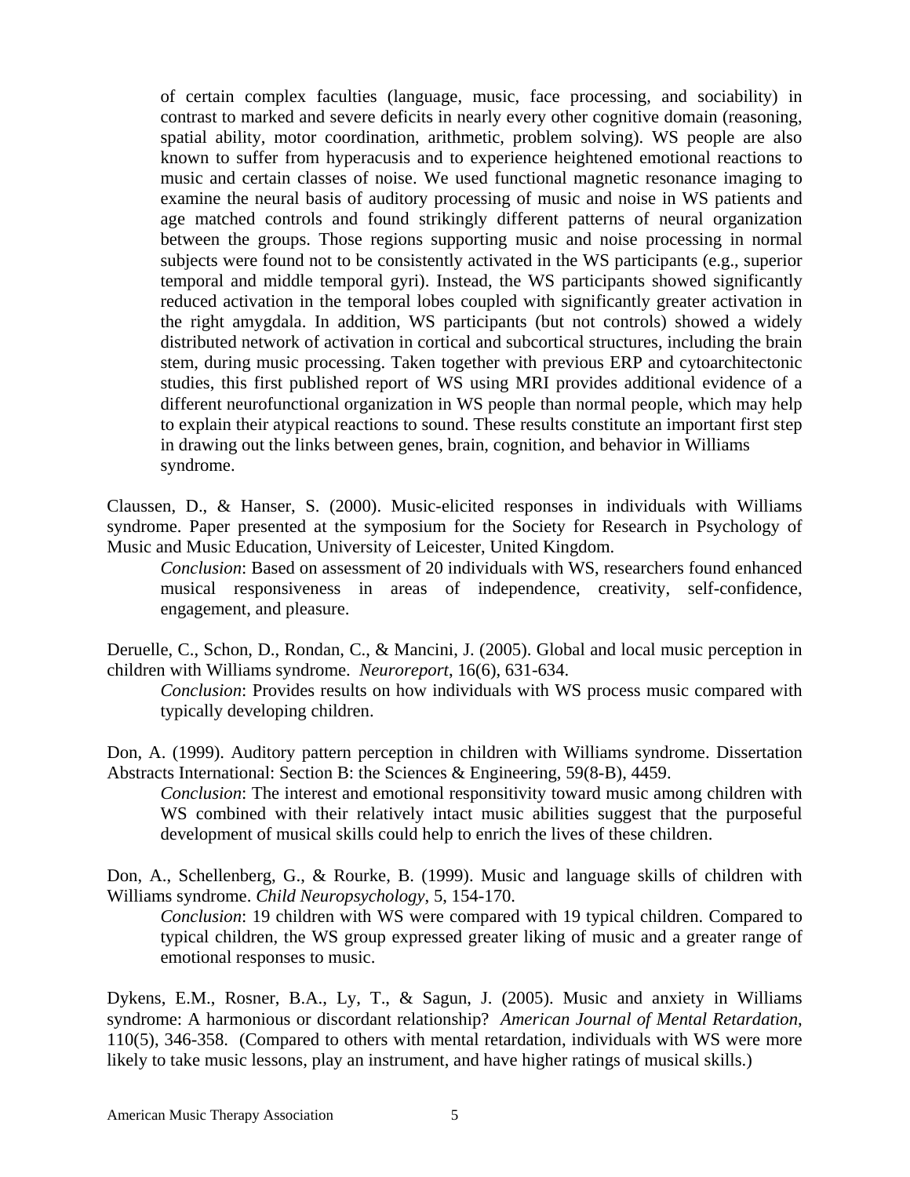of certain complex faculties (language, music, face processing, and sociability) in contrast to marked and severe deficits in nearly every other cognitive domain (reasoning, spatial ability, motor coordination, arithmetic, problem solving). WS people are also known to suffer from hyperacusis and to experience heightened emotional reactions to music and certain classes of noise. We used functional magnetic resonance imaging to examine the neural basis of auditory processing of music and noise in WS patients and age matched controls and found strikingly different patterns of neural organization between the groups. Those regions supporting music and noise processing in normal subjects were found not to be consistently activated in the WS participants (e.g., superior temporal and middle temporal gyri). Instead, the WS participants showed significantly reduced activation in the temporal lobes coupled with significantly greater activation in the right amygdala. In addition, WS participants (but not controls) showed a widely distributed network of activation in cortical and subcortical structures, including the brain stem, during music processing. Taken together with previous ERP and cytoarchitectonic studies, this first published report of WS using MRI provides additional evidence of a different neurofunctional organization in WS people than normal people, which may help to explain their atypical reactions to sound. These results constitute an important first step in drawing out the links between genes, brain, cognition, and behavior in Williams syndrome.

Claussen, D., & Hanser, S. (2000). Music-elicited responses in individuals with Williams syndrome. Paper presented at the symposium for the Society for Research in Psychology of Music and Music Education, University of Leicester, United Kingdom.

> *Conclusion*: Based on assessment of 20 individuals with WS, researchers found enhanced musical responsiveness in areas of independence, creativity, self-confidence, engagement, and pleasure.

Deruelle, C., Schon, D., Rondan, C., & Mancini, J. (2005). Global and local music perception in children with Williams syndrome. *Neuroreport*, 16(6), 631-634.

> *Conclusion*: Provides results on how individuals with WS process music compared with typically developing children.

Don, A. (1999). Auditory pattern perception in children with Williams syndrome. Dissertation Abstracts International: Section B: the Sciences & Engineering, 59(8-B), 4459.

> *Conclusion*: The interest and emotional responsitivity toward music among children with WS combined with their relatively intact music abilities suggest that the purposeful development of musical skills could help to enrich the lives of these children.

Don, A., Schellenberg, G., & Rourke, B. (1999). Music and language skills of children with Williams syndrome. *Child Neuropsychology*, 5, 154-170.

> *Conclusion*: 19 children with WS were compared with 19 typical children. Compared to typical children, the WS group expressed greater liking of music and a greater range of emotional responses to music.

Dykens, E.M., Rosner, B.A., Ly, T., & Sagun, J. (2005). Music and anxiety in Williams syndrome: A harmonious or discordant relationship? *American Journal of Mental Retardation*, 110(5), 346-358. (Compared to others with mental retardation, individuals with WS were more likely to take music lessons, play an instrument, and have higher ratings of musical skills.)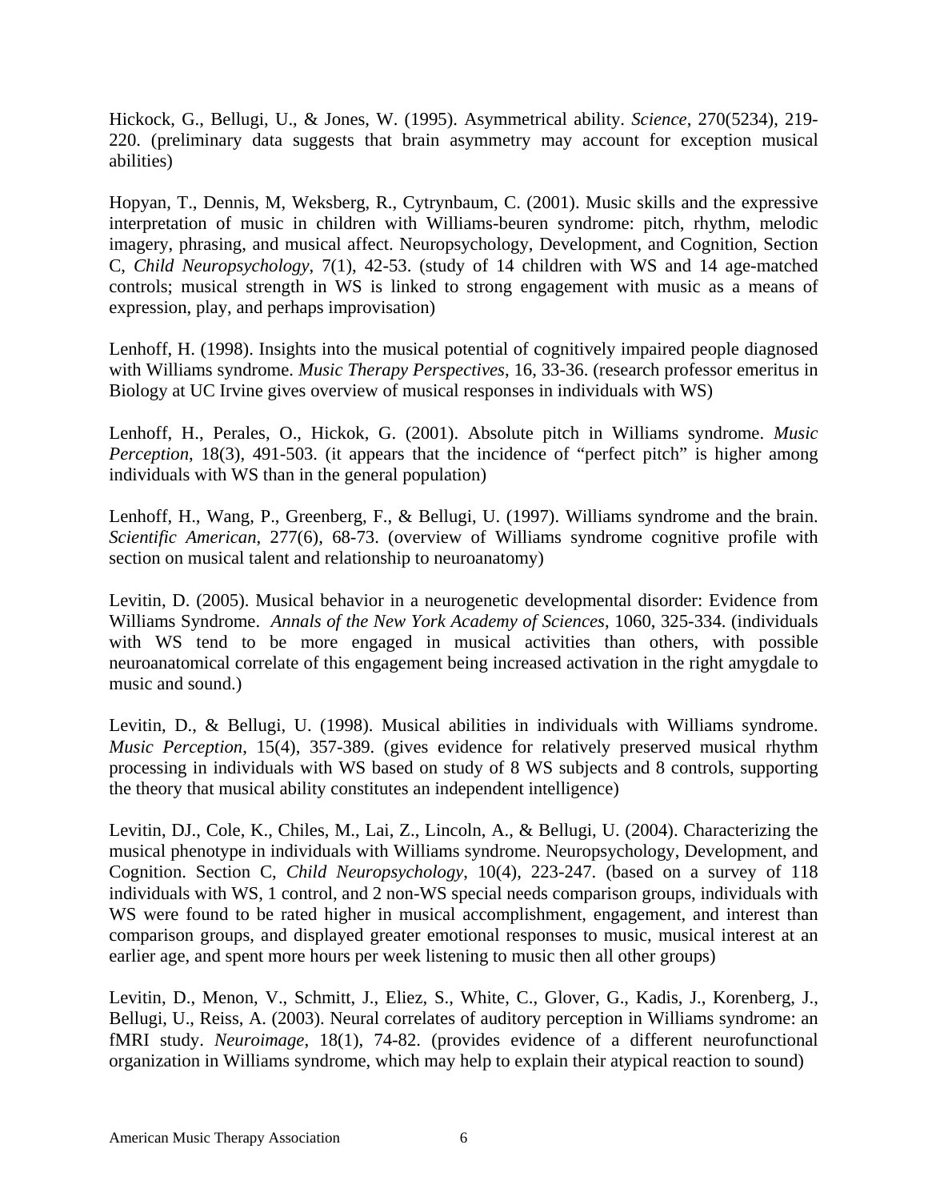Hickock, G., Bellugi, U., & Jones, W. (1995). Asymmetrical ability. *Science*, 270(5234), 219-220. (preliminary data suggests that brain asymmetry may account for exception musical abilities)

Hopyan, T., Dennis, M, Weksberg, R., Cytrynbaum, C. (2001). Music skills and the expressive interpretation of music in children with Williams-beuren syndrome: pitch, rhythm, melodic imagery, phrasing, and musical affect. Neuropsychology, Development, and Cognition, Section C, *Child Neuropsychology*, 7(1), 42-53. (study of 14 children with WS and 14 age-matched controls; musical strength in WS is linked to strong engagement with music as a means of expression, play, and perhaps improvisation)

Lenhoff, H. (1998). Insights into the musical potential of cognitively impaired people diagnosed with Williams syndrome. *Music Therapy Perspectives*, 16, 33-36. (research professor emeritus in Biology at UC Irvine gives overview of musical responses in individuals with WS)

Lenhoff, H., Perales, O., Hickok, G. (2001). Absolute pitch in Williams syndrome. *Music Perception*, 18(3), 491-503. (it appears that the incidence of "perfect pitch" is higher among individuals with WS than in the general population)

Lenhoff, H., Wang, P., Greenberg, F., & Bellugi, U. (1997). Williams syndrome and the brain. *Scientific American*, 277(6), 68-73. (overview of Williams syndrome cognitive profile with section on musical talent and relationship to neuroanatomy)

Levitin, D. (2005). Musical behavior in a neurogenetic developmental disorder: Evidence from Williams Syndrome. *Annals of the New York Academy of Sciences*, 1060, 325-334. (individuals with WS tend to be more engaged in musical activities than others, with possible neuroanatomical correlate of this engagement being increased activation in the right amygdale to music and sound.)

Levitin, D., & Bellugi, U. (1998). Musical abilities in individuals with Williams syndrome. *Music Perception*, 15(4), 357-389. (gives evidence for relatively preserved musical rhythm processing in individuals with WS based on study of 8 WS subjects and 8 controls, supporting the theory that musical ability constitutes an independent intelligence)

Levitin, DJ., Cole, K., Chiles, M., Lai, Z., Lincoln, A., & Bellugi, U. (2004). Characterizing the musical phenotype in individuals with Williams syndrome. Neuropsychology, Development, and Cognition. Section C, *Child Neuropsychology*, 10(4), 223-247. (based on a survey of 118 individuals with WS, 1 control, and 2 non-WS special needs comparison groups, individuals with WS were found to be rated higher in musical accomplishment, engagement, and interest than comparison groups, and displayed greater emotional responses to music, musical interest at an earlier age, and spent more hours per week listening to music then all other groups)

Levitin, D., Menon, V., Schmitt, J., Eliez, S., White, C., Glover, G., Kadis, J., Korenberg, J., Bellugi, U., Reiss, A. (2003). Neural correlates of auditory perception in Williams syndrome: an fMRI study. *Neuroimage*, 18(1), 74-82. (provides evidence of a different neurofunctional organization in Williams syndrome, which may help to explain their atypical reaction to sound)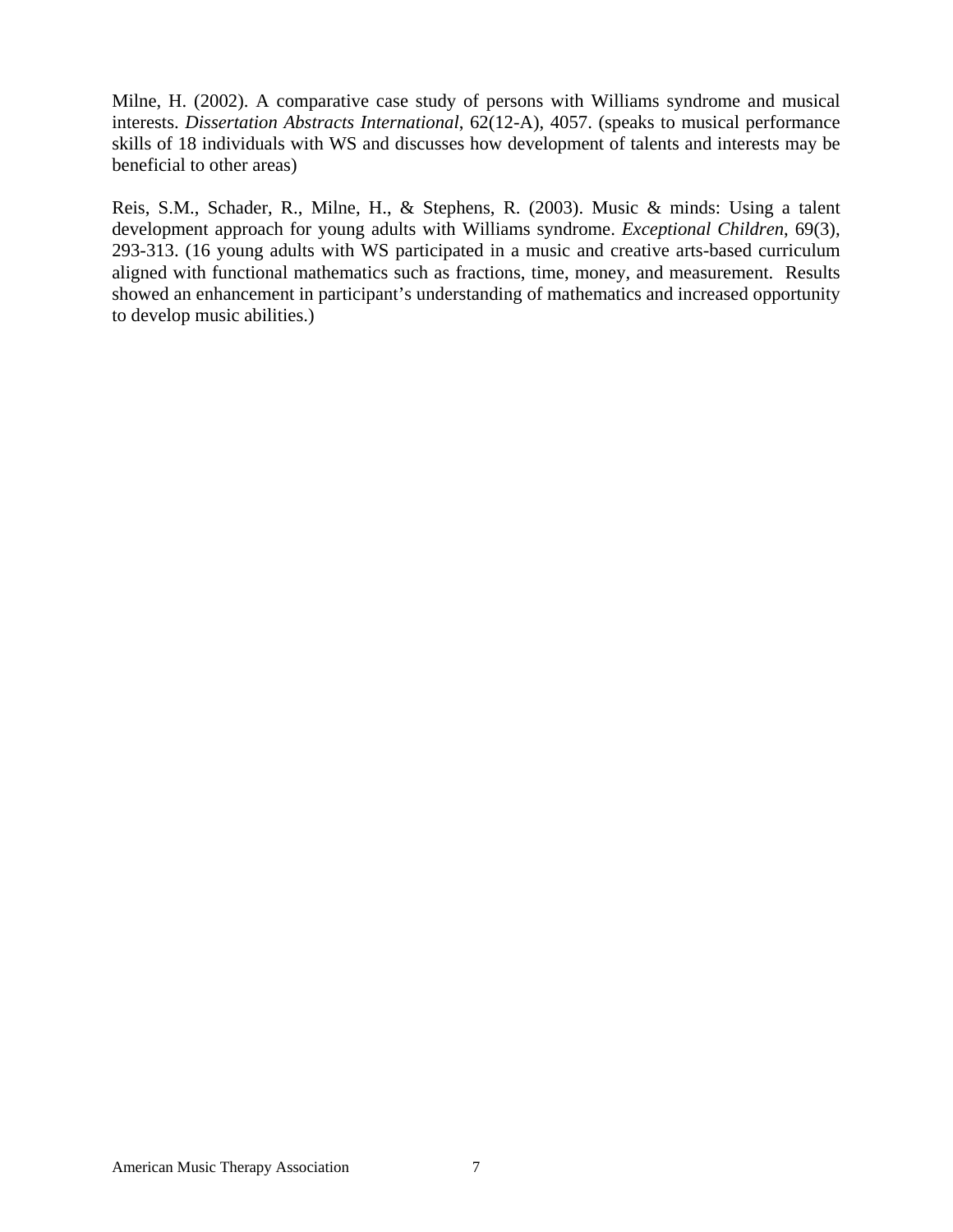Milne, H. (2002). A comparative case study of persons with Williams syndrome and musical interests. *Dissertation Abstracts International*, 62(12-A), 4057. (speaks to musical performance skills of 18 individuals with WS and discusses how development of talents and interests may be beneficial to other areas)

Reis, S.M., Schader, R., Milne, H., & Stephens, R. (2003). Music & minds: Using a talent development approach for young adults with Williams syndrome. *Exceptional Children*, 69(3), 293-313. (16 young adults with WS participated in a music and creative arts-based curriculum aligned with functional mathematics such as fractions, time, money, and measurement. Results showed an enhancement in participant's understanding of mathematics and increased opportunity to develop music abilities.)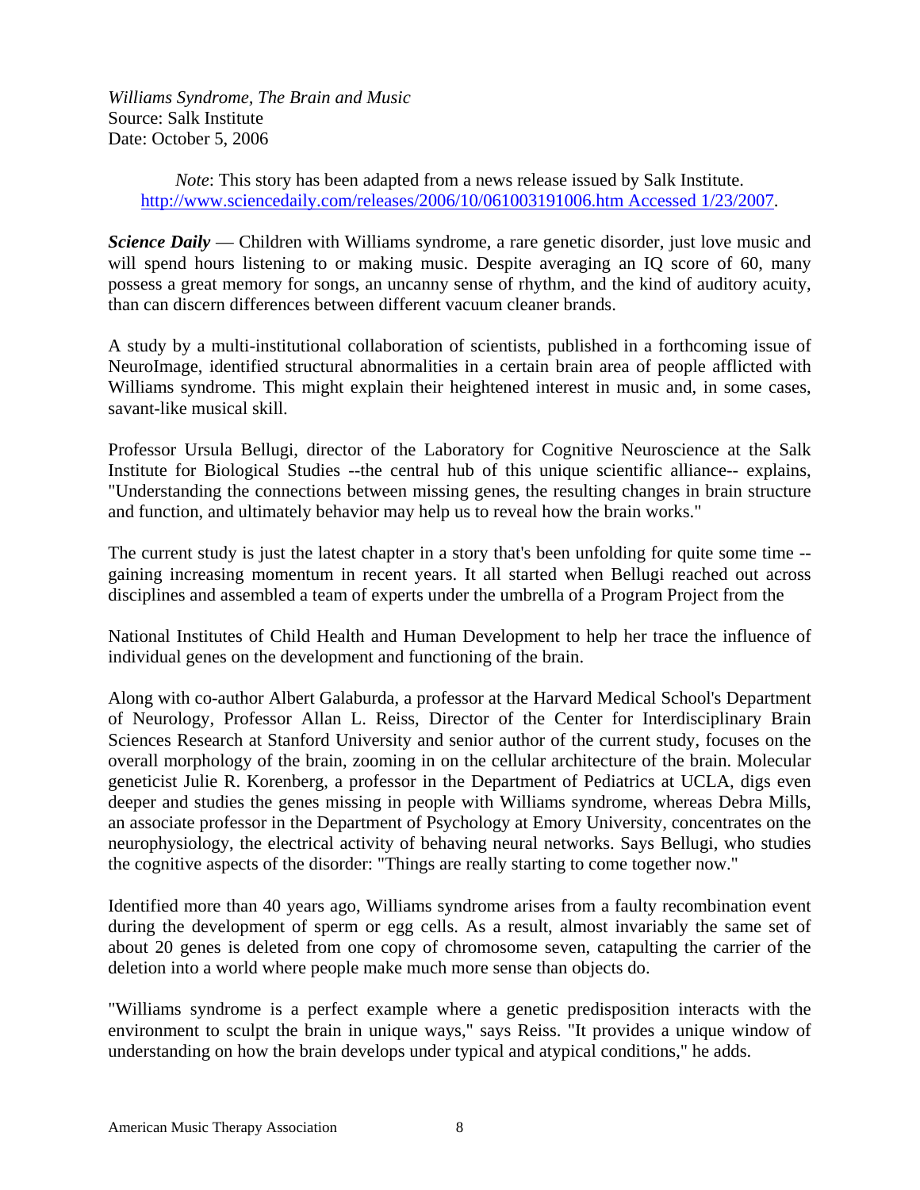*Williams Syndrome, The Brain and Music*
Source: Salk Institute
Date: October 5, 2006

*Note*: This story has been adapted from a news release issued by Salk Institute. http://www.sciencedaily.com/releases/2006/10/061003191006.htm Accessed 1/23/2007.

***Science Daily*** — Children with Williams syndrome, a rare genetic disorder, just love music and will spend hours listening to or making music. Despite averaging an IQ score of 60, many possess a great memory for songs, an uncanny sense of rhythm, and the kind of auditory acuity, than can discern differences between different vacuum cleaner brands.

A study by a multi-institutional collaboration of scientists, published in a forthcoming issue of NeuroImage, identified structural abnormalities in a certain brain area of people afflicted with Williams syndrome. This might explain their heightened interest in music and, in some cases, savant-like musical skill.

Professor Ursula Bellugi, director of the Laboratory for Cognitive Neuroscience at the Salk Institute for Biological Studies --the central hub of this unique scientific alliance-- explains, "Understanding the connections between missing genes, the resulting changes in brain structure and function, and ultimately behavior may help us to reveal how the brain works."

The current study is just the latest chapter in a story that's been unfolding for quite some time -- gaining increasing momentum in recent years. It all started when Bellugi reached out across disciplines and assembled a team of experts under the umbrella of a Program Project from the National Institutes of Child Health and Human Development to help her trace the influence of individual genes on the development and functioning of the brain.

Along with co-author Albert Galaburda, a professor at the Harvard Medical School's Department of Neurology, Professor Allan L. Reiss, Director of the Center for Interdisciplinary Brain Sciences Research at Stanford University and senior author of the current study, focuses on the overall morphology of the brain, zooming in on the cellular architecture of the brain. Molecular geneticist Julie R. Korenberg, a professor in the Department of Pediatrics at UCLA, digs even deeper and studies the genes missing in people with Williams syndrome, whereas Debra Mills, an associate professor in the Department of Psychology at Emory University, concentrates on the neurophysiology, the electrical activity of behaving neural networks. Says Bellugi, who studies the cognitive aspects of the disorder: "Things are really starting to come together now."

Identified more than 40 years ago, Williams syndrome arises from a faulty recombination event during the development of sperm or egg cells. As a result, almost invariably the same set of about 20 genes is deleted from one copy of chromosome seven, catapulting the carrier of the deletion into a world where people make much more sense than objects do.

"Williams syndrome is a perfect example where a genetic predisposition interacts with the environment to sculpt the brain in unique ways," says Reiss. "It provides a unique window of understanding on how the brain develops under typical and atypical conditions," he adds.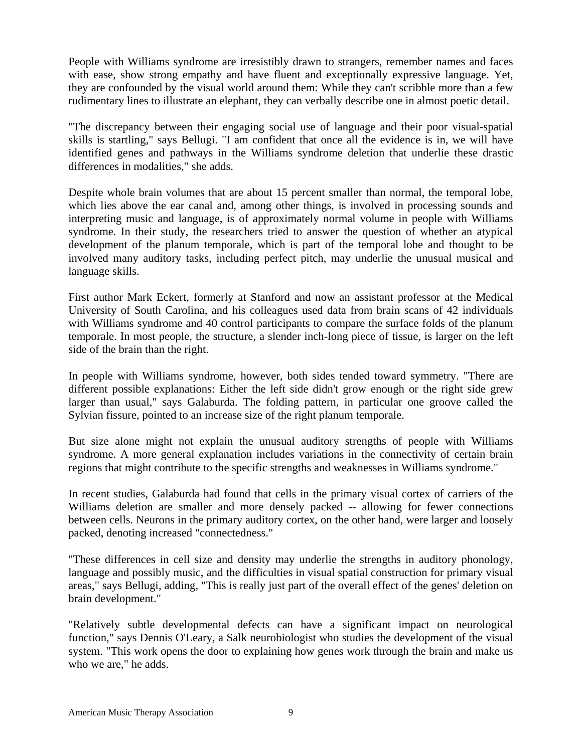People with Williams syndrome are irresistibly drawn to strangers, remember names and faces with ease, show strong empathy and have fluent and exceptionally expressive language. Yet, they are confounded by the visual world around them: While they can't scribble more than a few rudimentary lines to illustrate an elephant, they can verbally describe one in almost poetic detail.

"The discrepancy between their engaging social use of language and their poor visual-spatial skills is startling," says Bellugi. "I am confident that once all the evidence is in, we will have identified genes and pathways in the Williams syndrome deletion that underlie these drastic differences in modalities," she adds.

Despite whole brain volumes that are about 15 percent smaller than normal, the temporal lobe, which lies above the ear canal and, among other things, is involved in processing sounds and interpreting music and language, is of approximately normal volume in people with Williams syndrome. In their study, the researchers tried to answer the question of whether an atypical development of the planum temporale, which is part of the temporal lobe and thought to be involved many auditory tasks, including perfect pitch, may underlie the unusual musical and language skills.

First author Mark Eckert, formerly at Stanford and now an assistant professor at the Medical University of South Carolina, and his colleagues used data from brain scans of 42 individuals with Williams syndrome and 40 control participants to compare the surface folds of the planum temporale. In most people, the structure, a slender inch-long piece of tissue, is larger on the left side of the brain than the right.

In people with Williams syndrome, however, both sides tended toward symmetry. "There are different possible explanations: Either the left side didn't grow enough or the right side grew larger than usual," says Galaburda. The folding pattern, in particular one groove called the Sylvian fissure, pointed to an increase size of the right planum temporale.

But size alone might not explain the unusual auditory strengths of people with Williams syndrome. A more general explanation includes variations in the connectivity of certain brain regions that might contribute to the specific strengths and weaknesses in Williams syndrome."

In recent studies, Galaburda had found that cells in the primary visual cortex of carriers of the Williams deletion are smaller and more densely packed -- allowing for fewer connections between cells. Neurons in the primary auditory cortex, on the other hand, were larger and loosely packed, denoting increased "connectedness."

"These differences in cell size and density may underlie the strengths in auditory phonology, language and possibly music, and the difficulties in visual spatial construction for primary visual areas," says Bellugi, adding, "This is really just part of the overall effect of the genes' deletion on brain development."

"Relatively subtle developmental defects can have a significant impact on neurological function," says Dennis O'Leary, a Salk neurobiologist who studies the development of the visual system. "This work opens the door to explaining how genes work through the brain and make us who we are," he adds.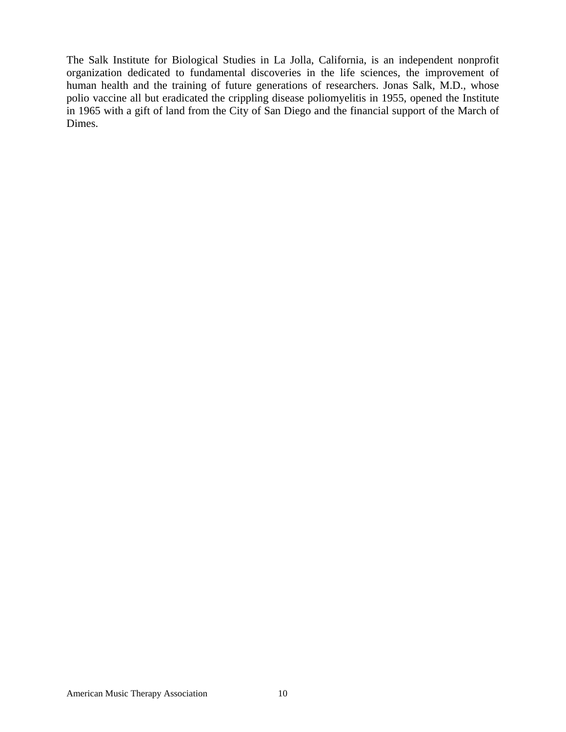The Salk Institute for Biological Studies in La Jolla, California, is an independent nonprofit organization dedicated to fundamental discoveries in the life sciences, the improvement of human health and the training of future generations of researchers. Jonas Salk, M.D., whose polio vaccine all but eradicated the crippling disease poliomyelitis in 1955, opened the Institute in 1965 with a gift of land from the City of San Diego and the financial support of the March of Dimes.